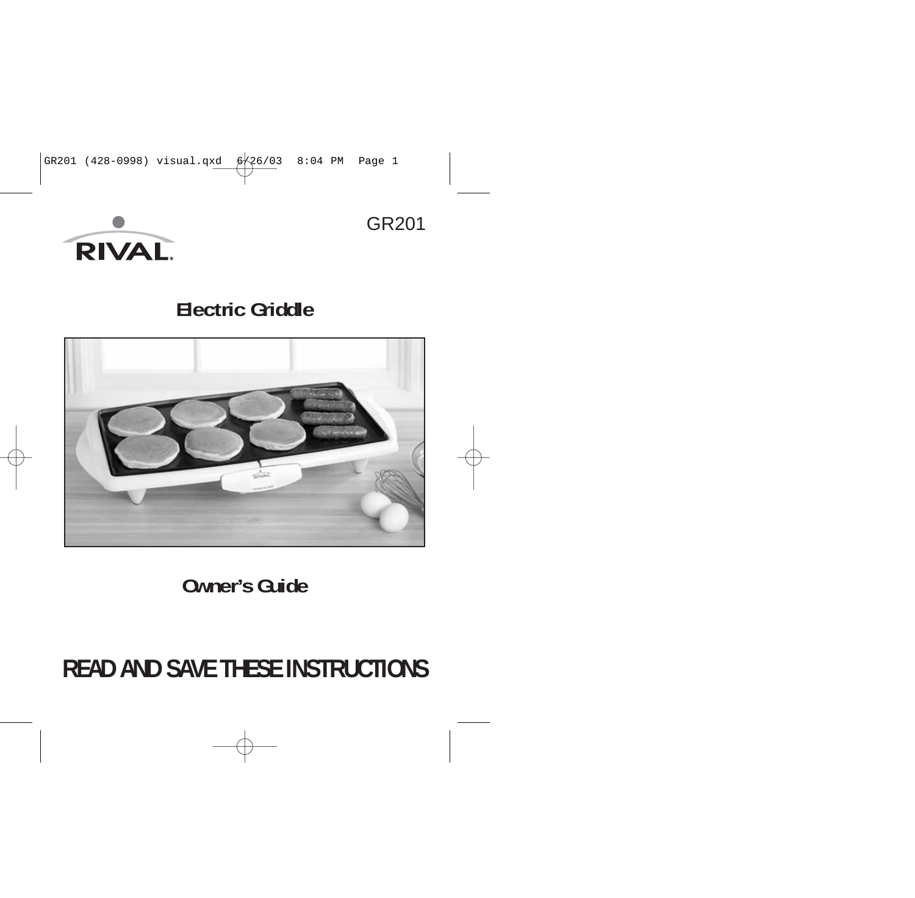RIVAL®

GR201

# Electric Griddle

## Owner's Guide

# READ AND SAVE THESE INSTRUCTIONS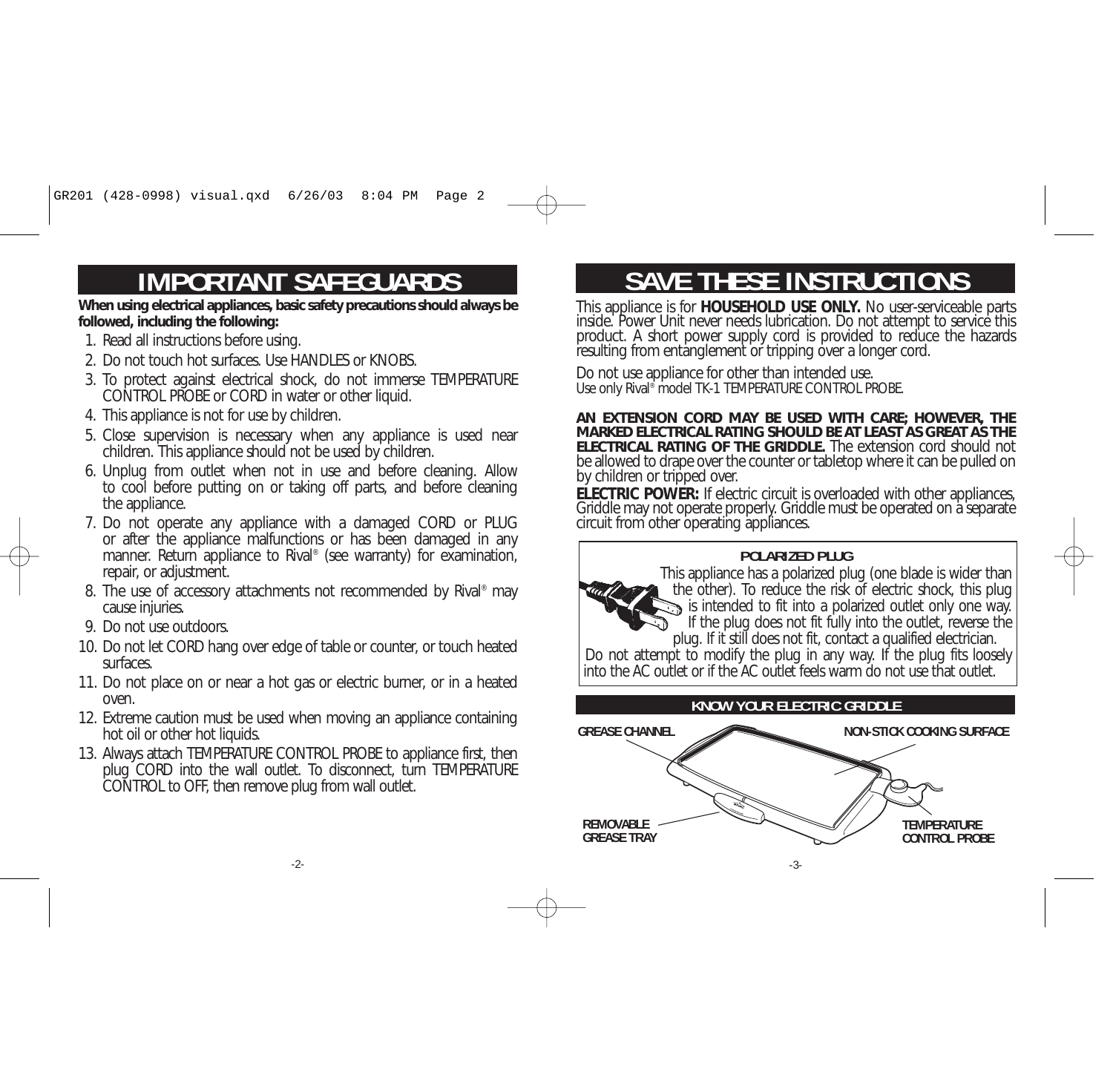# IMPORTANT SAFEGUARDS

**When using electrical appliances, basic safety precautions should always be followed, including the following:**

1. Read all instructions before using.
2. Do not touch hot surfaces. Use HANDLES or KNOBS.
3. To protect against electrical shock, do not immerse TEMPERATURE CONTROL PROBE or CORD in water or other liquid.
4. This appliance is not for use by children.
5. Close supervision is necessary when any appliance is used near children. This appliance should not be used by children.
6. Unplug from outlet when not in use and before cleaning. Allow to cool before putting on or taking off parts, and before cleaning the appliance.
7. Do not operate any appliance with a damaged CORD or PLUG or after the appliance malfunctions or has been damaged in any manner. Return appliance to Rival® (see warranty) for examination, repair, or adjustment.
8. The use of accessory attachments not recommended by Rival® may cause injuries.
9. Do not use outdoors.
10. Do not let CORD hang over edge of table or counter, or touch heated surfaces.
11. Do not place on or near a hot gas or electric burner, or in a heated oven.
12. Extreme caution must be used when moving an appliance containing hot oil or other hot liquids.
13. Always attach TEMPERATURE CONTROL PROBE to appliance first, then plug CORD into the wall outlet. To disconnect, turn TEMPERATURE CONTROL to OFF, then remove plug from wall outlet.

# SAVE THESE INSTRUCTIONS

This appliance is for **HOUSEHOLD USE ONLY.** No user-serviceable parts inside. Power Unit never needs lubrication. Do not attempt to service this product. A short power supply cord is provided to reduce the hazards resulting from entanglement or tripping over a longer cord.

Do not use appliance for other than intended use.
Use only Rival® model TK-1 TEMPERATURE CONTROL PROBE.

**AN EXTENSION CORD MAY BE USED WITH CARE; HOWEVER, THE MARKED ELECTRICAL RATING SHOULD BE AT LEAST AS GREAT AS THE ELECTRICAL RATING OF THE GRIDDLE.** The extension cord should not be allowed to drape over the counter or tabletop where it can be pulled on by children or tripped over.

**ELECTRIC POWER:** If electric circuit is overloaded with other appliances, Griddle may not operate properly. Griddle must be operated on a separate circuit from other operating appliances.

**POLARIZED PLUG**

This appliance has a polarized plug (one blade is wider than the other). To reduce the risk of electric shock, this plug is intended to fit into a polarized outlet only one way. If the plug does not fit fully into the outlet, reverse the plug. If it still does not fit, contact a qualified electrician. Do not attempt to modify the plug in any way. If the plug fits loosely into the AC outlet or if the AC outlet feels warm do not use that outlet.

## KNOW YOUR ELECTRIC GRIDDLE

GREASE CHANNEL

NON-STICK COOKING SURFACE

REMOVABLE GREASE TRAY

TEMPERATURE CONTROL PROBE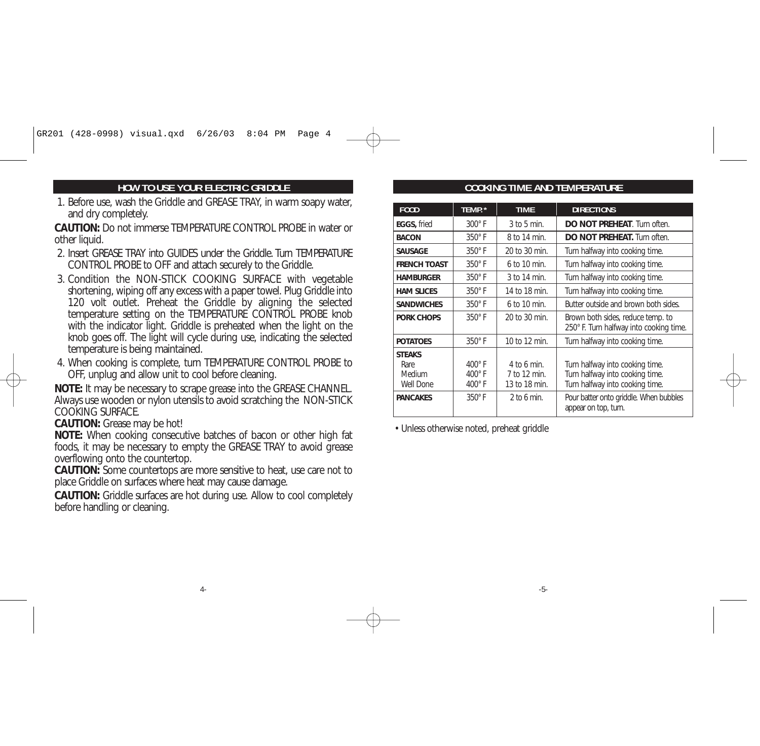## HOW TO USE YOUR ELECTRIC GRIDDLE

1. Before use, wash the Griddle and GREASE TRAY, in warm soapy water, and dry completely.

**CAUTION:** Do not immerse TEMPERATURE CONTROL PROBE in water or other liquid.

2. Insert GREASE TRAY into GUIDES under the Griddle. Turn TEMPERATURE CONTROL PROBE to OFF and attach securely to the Griddle.
3. Condition the NON-STICK COOKING SURFACE with vegetable shortening, wiping off any excess with a paper towel. Plug Griddle into 120 volt outlet. Preheat the Griddle by aligning the selected temperature setting on the TEMPERATURE CONTROL PROBE knob with the indicator light. Griddle is preheated when the light on the knob goes off. The light will cycle during use, indicating the selected temperature is being maintained.
4. When cooking is complete, turn TEMPERATURE CONTROL PROBE to OFF, unplug and allow unit to cool before cleaning.

**NOTE:** It may be necessary to scrape grease into the GREASE CHANNEL. Always use wooden or nylon utensils to avoid scratching the NON-STICK COOKING SURFACE.

**CAUTION:** Grease may be hot!

**NOTE:** When cooking consecutive batches of bacon or other high fat foods, it may be necessary to empty the GREASE TRAY to avoid grease overflowing onto the countertop.

**CAUTION:** Some countertops are more sensitive to heat, use care not to place Griddle on surfaces where heat may cause damage.

**CAUTION:** Griddle surfaces are hot during use. Allow to cool completely before handling or cleaning.

## COOKING TIME AND TEMPERATURE

| FOOD | TEMP.* | TIME | DIRECTIONS |
|---|---|---|---|
| **EGGS,** fried | 300° F | 3 to 5 min. | **DO NOT PREHEAT**. Turn often. |
| **BACON** | 350° F | 8 to 14 min. | **DO NOT PREHEAT.** Turn often. |
| **SAUSAGE** | 350° F | 20 to 30 min. | Turn halfway into cooking time. |
| **FRENCH TOAST** | 350° F | 6 to 10 min. | Turn halfway into cooking time. |
| **HAMBURGER** | 350° F | 3 to 14 min. | Turn halfway into cooking time. |
| **HAM SLICES** | 350° F | 14 to 18 min. | Turn halfway into cooking time. |
| **SANDWICHES** | 350° F | 6 to 10 min. | Butter outside and brown both sides. |
| **PORK CHOPS** | 350° F | 20 to 30 min. | Brown both sides, reduce temp. to 250° F. Turn halfway into cooking time. |
| **POTATOES** | 350° F | 10 to 12 min. | Turn halfway into cooking time. |
| **STEAKS** | | | |
| Rare | 400° F | 4 to 6 min. | Turn halfway into cooking time. |
| Medium | 400° F | 7 to 12 min. | Turn halfway into cooking time. |
| Well Done | 400° F | 13 to 18 min. | Turn halfway into cooking time. |
| **PANCAKES** | 350° F | 2 to 6 min. | Pour batter onto griddle. When bubbles appear on top, turn. |

• Unless otherwise noted, preheat griddle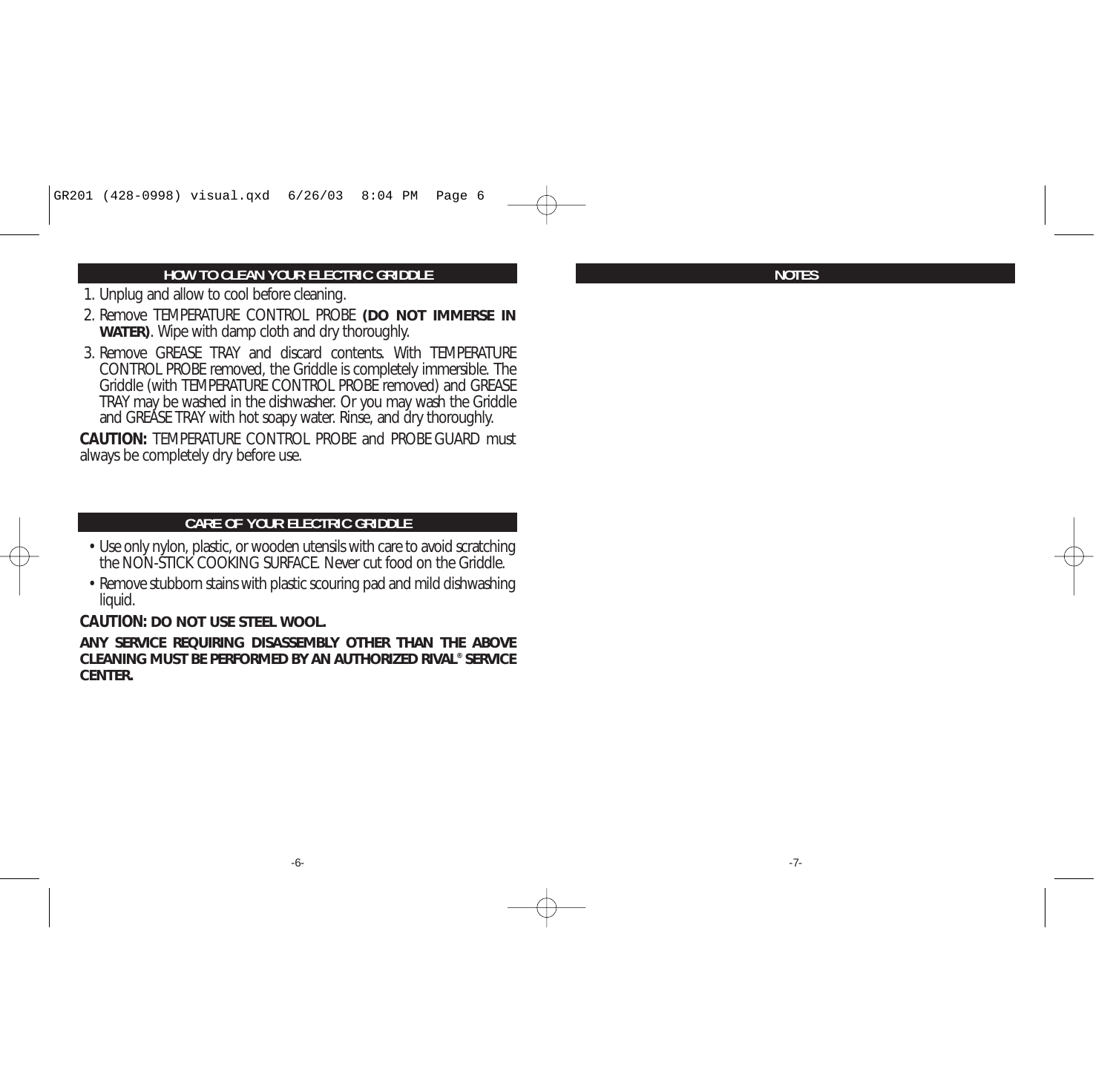## HOW TO CLEAN YOUR ELECTRIC GRIDDLE

1. Unplug and allow to cool before cleaning.
2. Remove TEMPERATURE CONTROL PROBE **(DO NOT IMMERSE IN WATER)**. Wipe with damp cloth and dry thoroughly.
3. Remove GREASE TRAY and discard contents. With TEMPERATURE CONTROL PROBE removed, the Griddle is completely immersible. The Griddle (with TEMPERATURE CONTROL PROBE removed) and GREASE TRAY may be washed in the dishwasher. Or you may wash the Griddle and GREASE TRAY with hot soapy water. Rinse, and dry thoroughly.

**CAUTION:** TEMPERATURE CONTROL PROBE and PROBE GUARD must always be completely dry before use.

## CARE OF YOUR ELECTRIC GRIDDLE

- Use only nylon, plastic, or wooden utensils with care to avoid scratching the NON-STICK COOKING SURFACE. Never cut food on the Griddle.
- Remove stubborn stains with plastic scouring pad and mild dishwashing liquid.

**CAUTION: DO NOT USE STEEL WOOL.**

**ANY SERVICE REQUIRING DISASSEMBLY OTHER THAN THE ABOVE CLEANING MUST BE PERFORMED BY AN AUTHORIZED RIVAL® SERVICE CENTER.**

## NOTES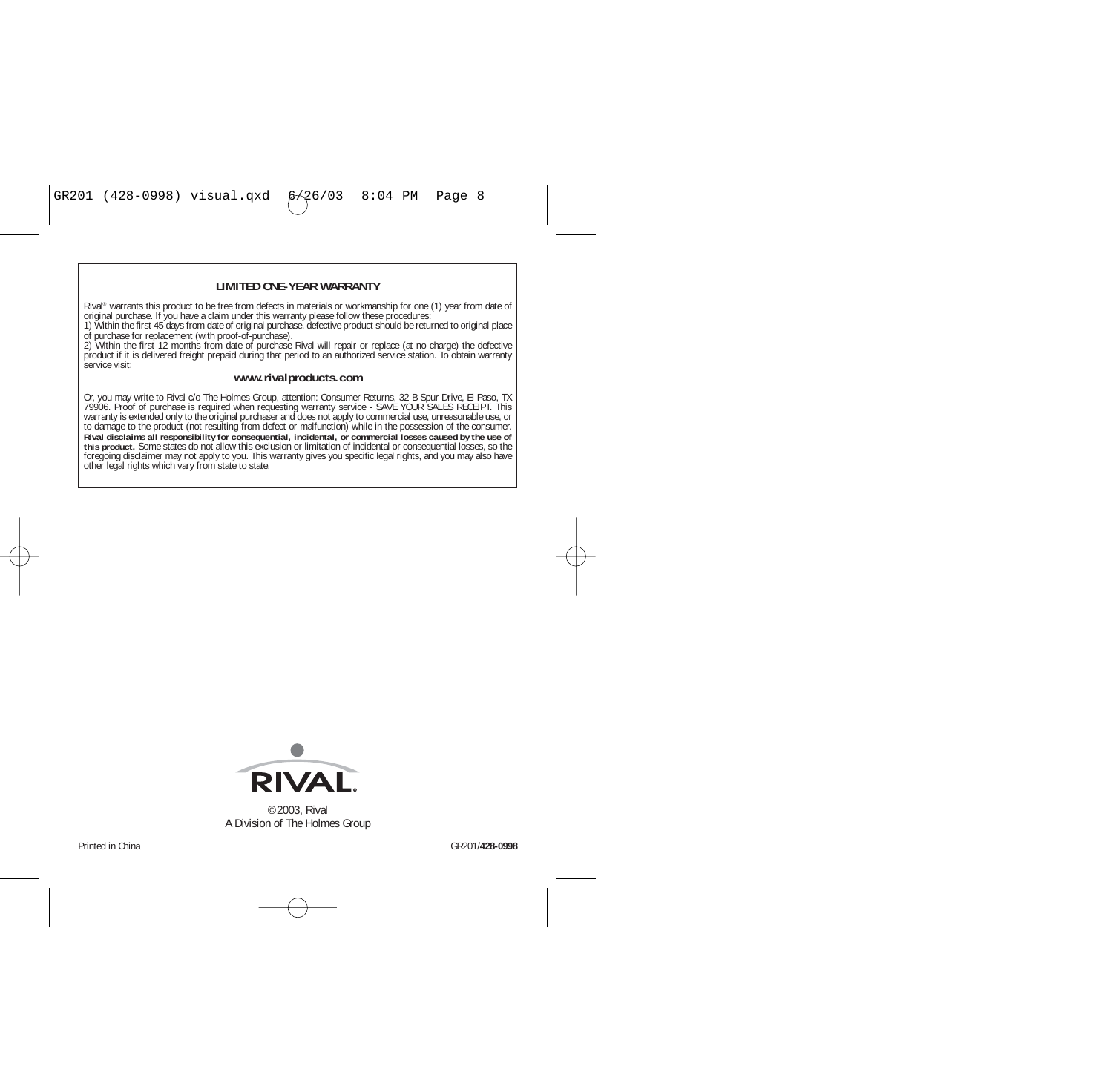## LIMITED ONE-YEAR WARRANTY

Rival® warrants this product to be free from defects in materials or workmanship for one (1) year from date of original purchase. If you have a claim under this warranty please follow these procedures:

1) Within the first 45 days from date of original purchase, defective product should be returned to original place of purchase for replacement (with proof-of-purchase).

2) Within the first 12 months from date of purchase Rival will repair or replace (at no charge) the defective product if it is delivered freight prepaid during that period to an authorized service station. To obtain warranty service visit:

**www.rivalproducts.com**

Or, you may write to Rival c/o The Holmes Group, attention: Consumer Returns, 32 B Spur Drive, El Paso, TX 79906. Proof of purchase is required when requesting warranty service - SAVE YOUR SALES RECEIPT. This warranty is extended only to the original purchaser and does not apply to commercial use, unreasonable use, or to damage to the product (not resulting from defect or malfunction) while in the possession of the consumer. **Rival disclaims all responsibility for consequential, incidental, or commercial losses caused by the use of this product.** Some states do not allow this exclusion or limitation of incidental or consequential losses, so the foregoing disclaimer may not apply to you. This warranty gives you specific legal rights, and you may also have other legal rights which vary from state to state.

RIVAL.

©2003, Rival
A Division of The Holmes Group

Printed in China

GR201/**428-0998**